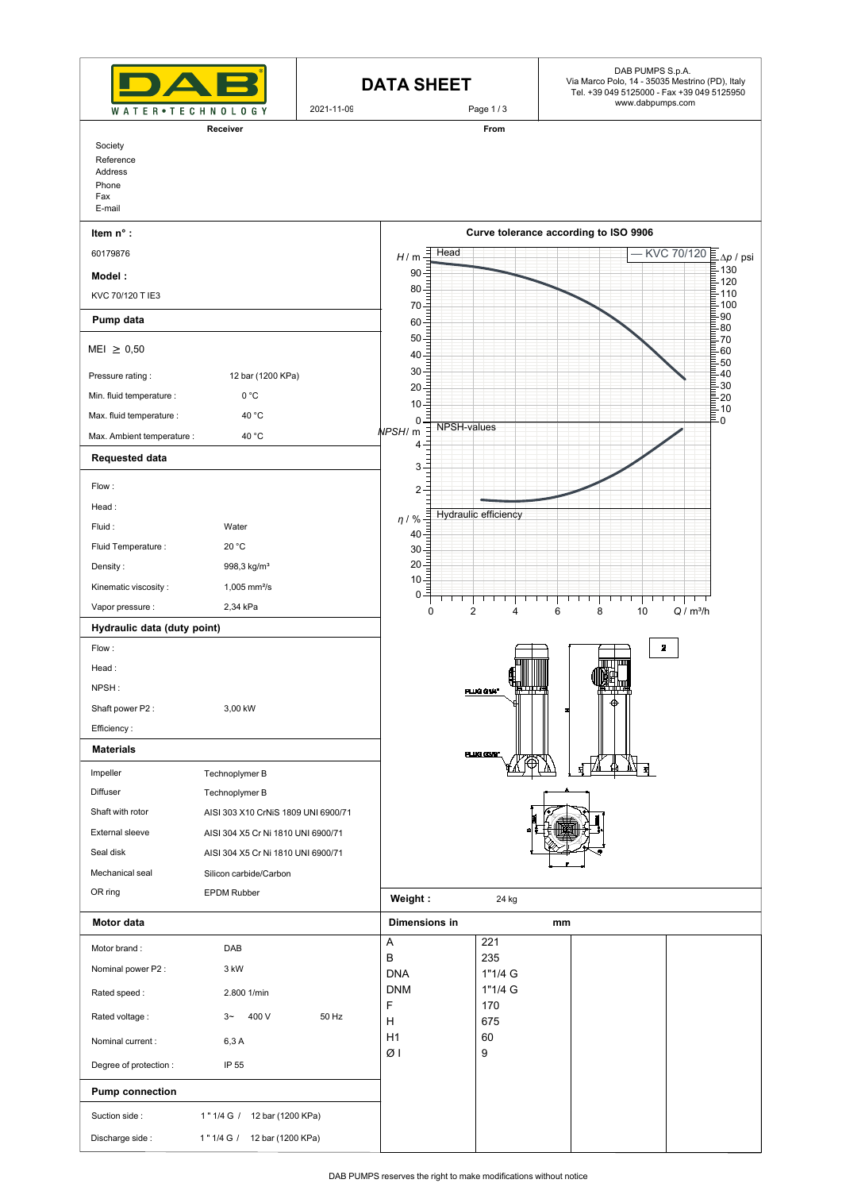**DAB WATER•TECHNOLOGY**

2021-11-09

# DATA SHEET

DAB PUMPS S.p.A.
Via Marco Polo, 14 - 35035 Mestrino (PD), Italy
Tel. +39 049 5125000 - Fax +39 049 5125950
www.dabpumps.com

| Receiver | From |
|---|---|
| Society | |
| Reference | |
| Address | |
| Phone | |
| Fax | |
| E-mail | |

**Item n° :**

60179876

**Model :**

KVC 70/120 T IE3

## Pump data

MEI ≥ 0,50

| | |
|---|---|
| Pressure rating : | 12 bar (1200 KPa) |
| Min. fluid temperature : | 0 °C |
| Max. fluid temperature : | 40 °C |
| Max. Ambient temperature : | 40 °C |

## Requested data

| | |
|---|---|
| Flow : | |
| Head : | |
| Fluid : | Water |
| Fluid Temperature : | 20 °C |
| Density : | 998,3 kg/m³ |
| Kinematic viscosity : | 1,005 mm²/s |
| Vapor pressure : | 2,34 kPa |

## Hydraulic data (duty point)

| | |
|---|---|
| Flow : | |
| Head : | |
| NPSH : | |
| Shaft power P2 : | 3,00 kW |
| Efficiency : | |

## Materials

| | |
|---|---|
| Impeller | Technoplymer B |
| Diffuser | Technoplymer B |
| Shaft with rotor | AISI 303 X10 CrNiS 1809 UNI 6900/71 |
| External sleeve | AISI 304 X5 Cr Ni 1810 UNI 6900/71 |
| Seal disk | AISI 304 X5 Cr Ni 1810 UNI 6900/71 |
| Mechanical seal | Silicon carbide/Carbon |
| OR ring | EPDM Rubber |

## Motor data

| | | |
|---|---|---|
| Motor brand : | DAB | |
| Nominal power P2 : | 3 kW | |
| Rated speed : | 2.800 1/min | |
| Rated voltage : | 3~ 400 V | 50 Hz |
| Nominal current : | 6,3 A | |
| Degree of protection : | IP 55 | |

## Pump connection

| | |
|---|---|
| Suction side : | 1 " 1/4 G / 12 bar (1200 KPa) |
| Discharge side : | 1 " 1/4 G / 12 bar (1200 KPa) |

**Curve tolerance according to ISO 9906**

Chart: KVC 70/120 — Head ($H$ / m, 0–90; Δp / psi, 0–130), NPSH-values (NPSH / m, 2–4), Hydraulic efficiency (η / %, 0–40) vs. $Q$ / m³/h (0–10).

PLUG G1/4" — PLUG G3/8"

**Weight :** 24 kg

**Dimensions in** mm

| | |
|---|---|
| A | 221 |
| B | 235 |
| DNA | 1"1/4 G |
| DNM | 1"1/4 G |
| F | 170 |
| H | 675 |
| H1 | 60 |
| Ø I | 9 |

DAB PUMPS reserves the right to make modifications without notice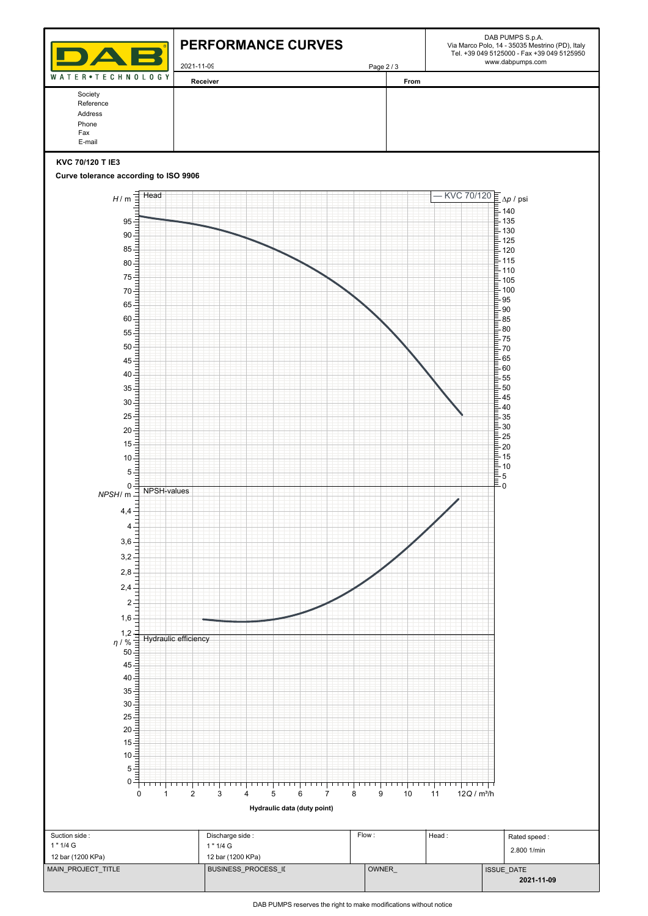# PERFORMANCE CURVES

2021-11-09

DAB PUMPS S.p.A.
Via Marco Polo, 14 - 35035 Mestrino (PD), Italy
Tel. +39 049 5125000 - Fax +39 049 5125950
www.dabpumps.com

| | Receiver | From |
|---|---|---|
| Society | | |
| Reference | | |
| Address | | |
| Phone | | |
| Fax | | |
| E-mail | | |

**KVC 70/120 T IE3**

**Curve tolerance according to ISO 9906**

Head — KVC 70/120

$H$ / m — $\Delta p$ / psi

NPSH-values — $NPSH$ / m

Hydraulic efficiency — $\eta$ / %

$Q$ / m³/h

**Hydraulic data (duty point)**

| Suction side : | Discharge side : | Flow : | Head : | Rated speed : |
|---|---|---|---|---|
| 1 " 1/4 G | 1 " 1/4 G | | | 2.800 1/min |
| 12 bar (1200 KPa) | 12 bar (1200 KPa) | | | |

| MAIN_PROJECT_TITLE | BUSINESS_PROCESS_ID | OWNER_ | ISSUE_DATE |
|---|---|---|---|
| | | | **2021-11-09** |

DAB PUMPS reserves the right to make modifications without notice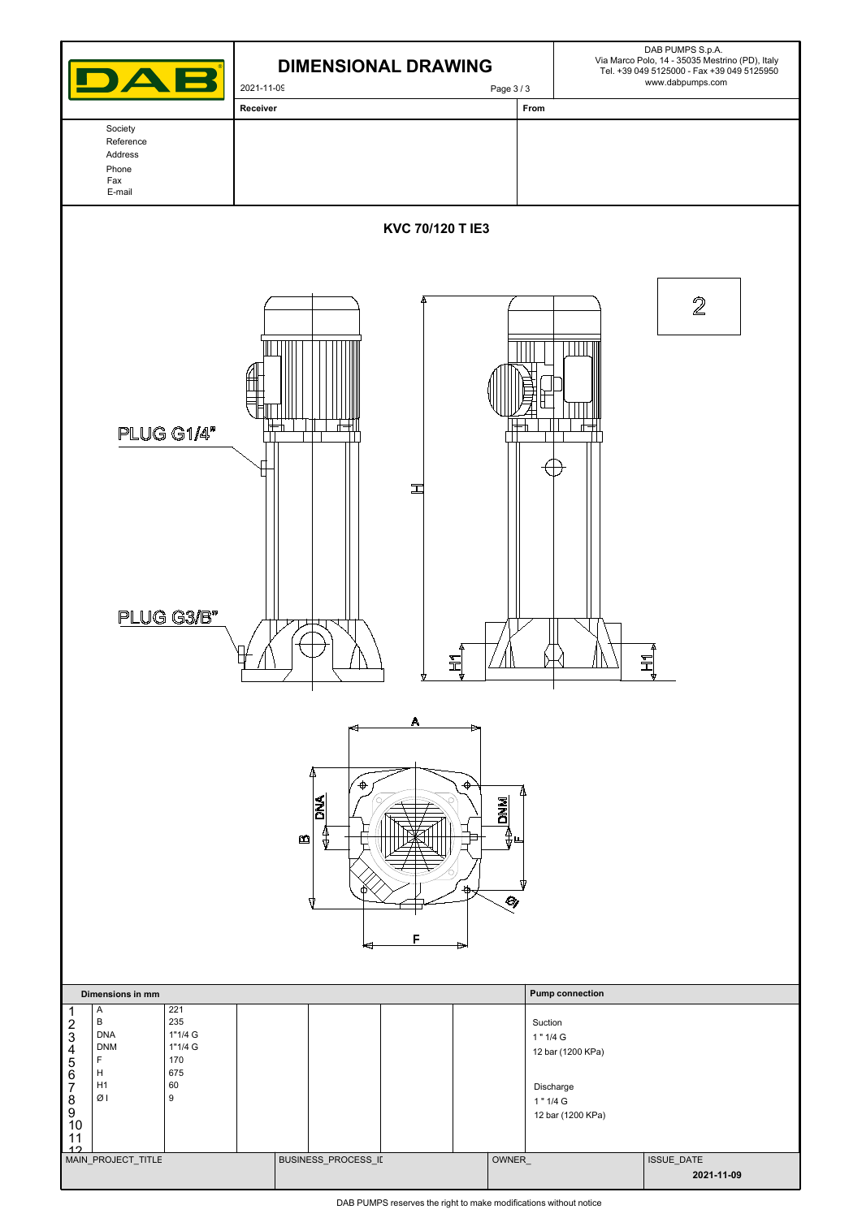# DIMENSIONAL DRAWING

2021-11-09

DAB PUMPS S.p.A.
Via Marco Polo, 14 - 35035 Mestrino (PD), Italy
Tel. +39 049 5125000 - Fax +39 049 5125950
www.dabpumps.com

| Receiver | | From |
|---|---|---|
| Society<br>Reference<br>Address<br>Phone<br>Fax<br>E-mail | | |

## KVC 70/120 T IE3

2

PLUG G1/4"

PLUG G3/8"

H

H1

A

B

DNA

DNM

F

Ø I

| Dimensions in mm | | | | | | | Pump connection |
|---|---|---|---|---|---|---|---|
| 1 | A | 221 | | | | | Suction<br>1 " 1/4 G<br>12 bar (1200 KPa)<br><br>Discharge<br>1 " 1/4 G<br>12 bar (1200 KPa) |
| 2 | B | 235 | | | | | |
| 3 | DNA | 1"1/4 G | | | | | |
| 4 | DNM | 1"1/4 G | | | | | |
| 5 | F | 170 | | | | | |
| 6 | H | 675 | | | | | |
| 7 | H1 | 60 | | | | | |
| 8 | Ø I | 9 | | | | | |
| 9 | | | | | | | |
| 10 | | | | | | | |
| 11 | | | | | | | |
| 12 | | | | | | | |

| MAIN_PROJECT_TITLE | BUSINESS_PROCESS_ID | OWNER_ | ISSUE_DATE |
|---|---|---|---|
| | | | 2021-11-09 |

DAB PUMPS reserves the right to make modifications without notice